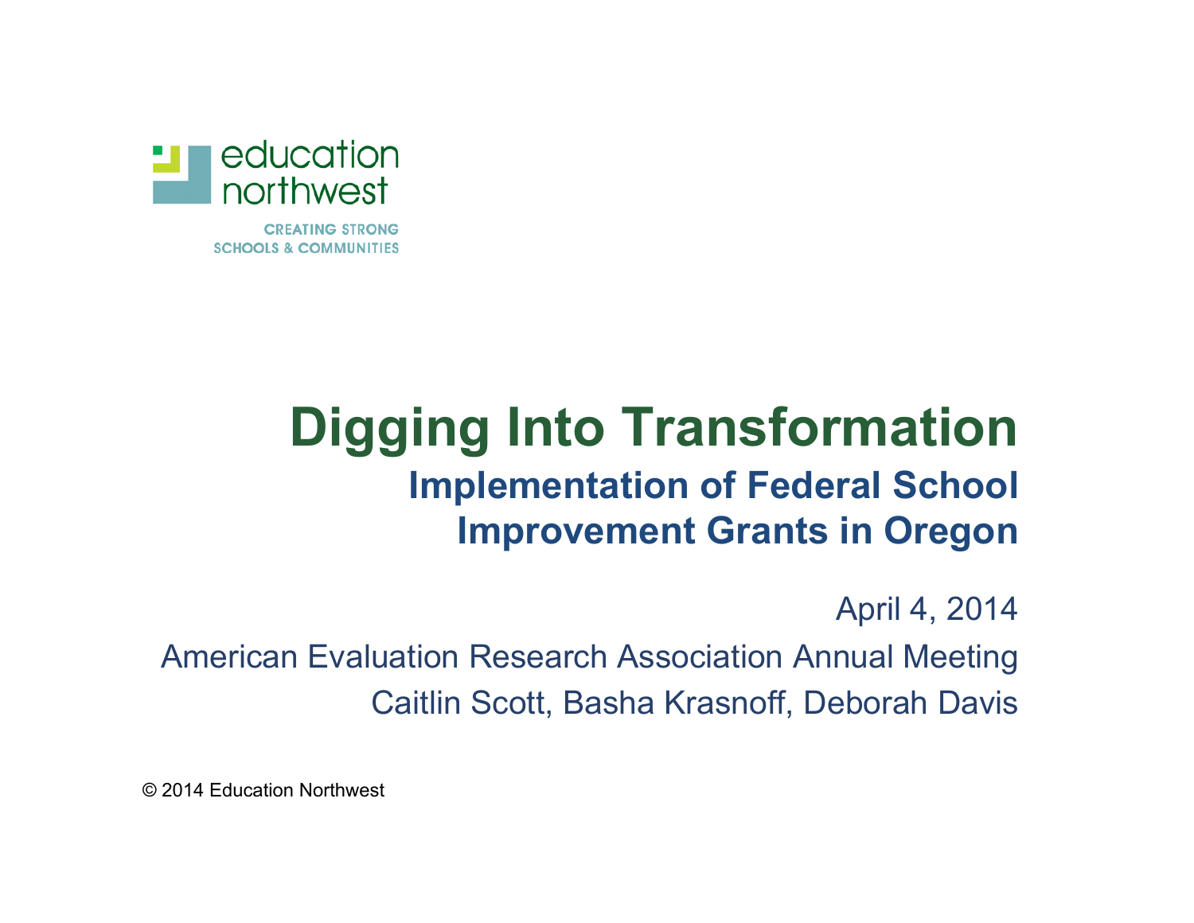education northwest

CREATING STRONG SCHOOLS & COMMUNITIES

# Digging Into Transformation

## Implementation of Federal School Improvement Grants in Oregon

April 4, 2014

American Evaluation Research Association Annual Meeting

Caitlin Scott, Basha Krasnoff, Deborah Davis

© 2014 Education Northwest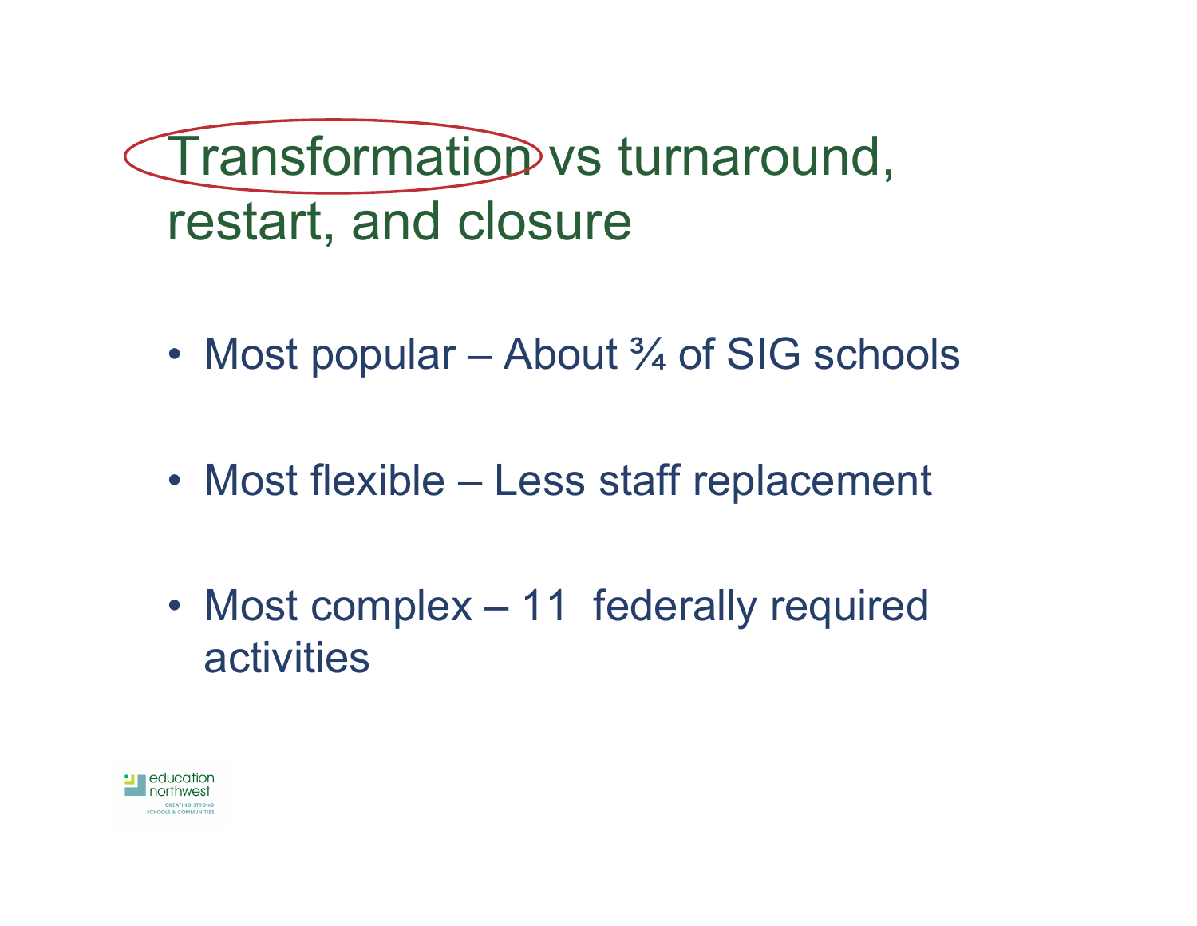# Transformation vs turnaround, restart, and closure

- Most popular – About ¾ of SIG schools
- Most flexible – Less staff replacement
- Most complex – 11 federally required activities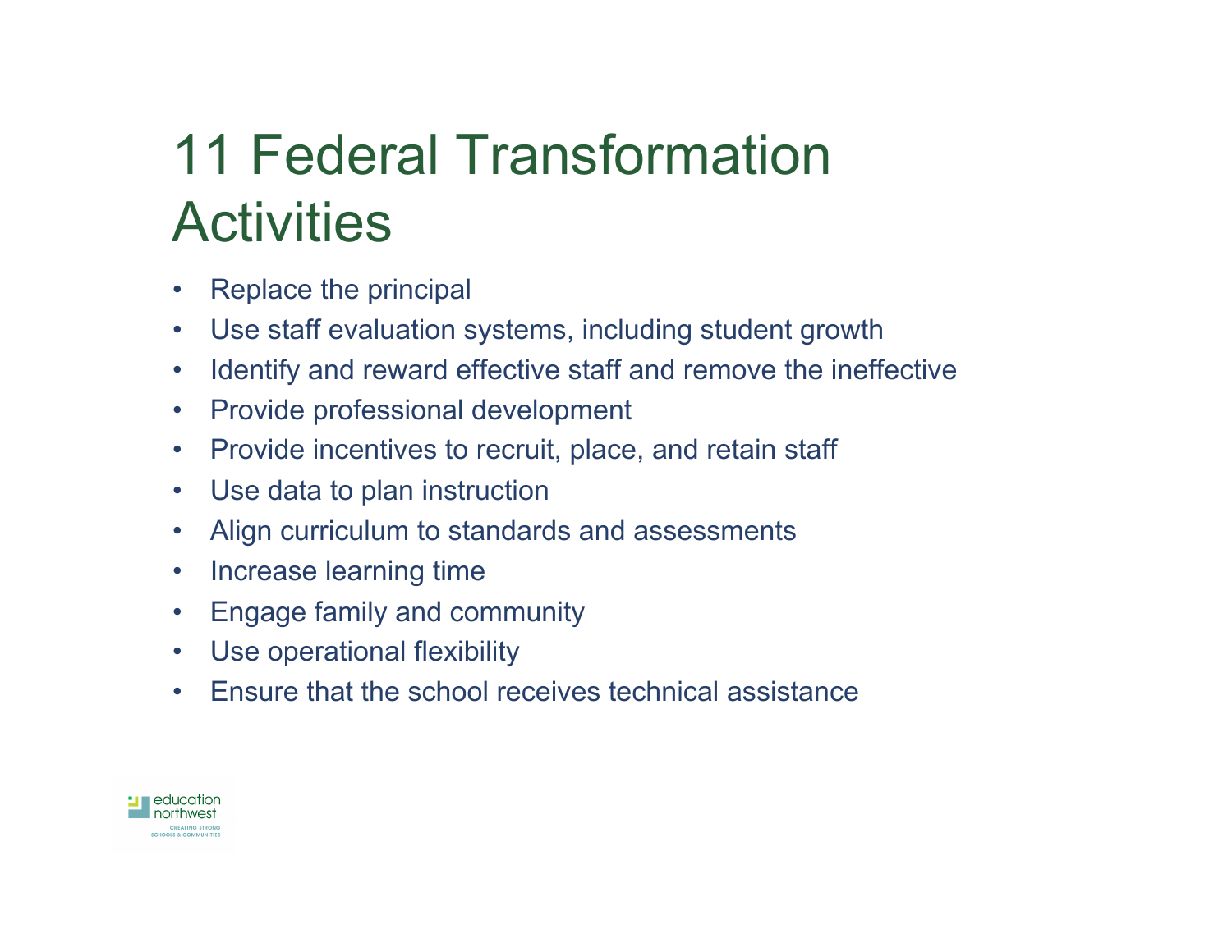# 11 Federal Transformation Activities

- Replace the principal
- Use staff evaluation systems, including student growth
- Identify and reward effective staff and remove the ineffective
- Provide professional development
- Provide incentives to recruit, place, and retain staff
- Use data to plan instruction
- Align curriculum to standards and assessments
- Increase learning time
- Engage family and community
- Use operational flexibility
- Ensure that the school receives technical assistance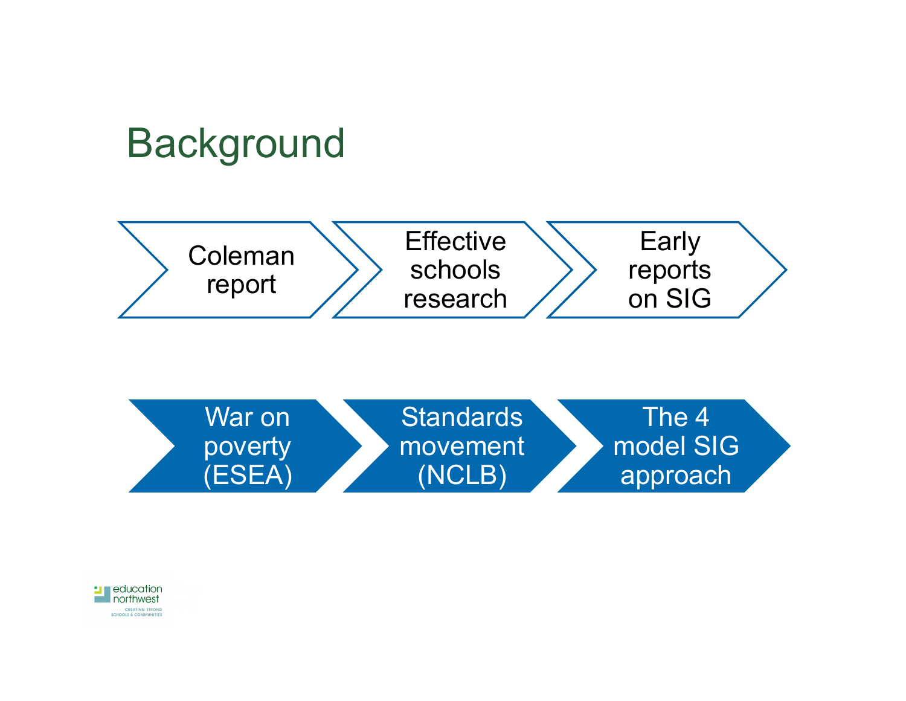# Background

- Coleman report
- Effective schools research
- Early reports on SIG

- War on poverty (ESEA)
- Standards movement (NCLB)
- The 4 model SIG approach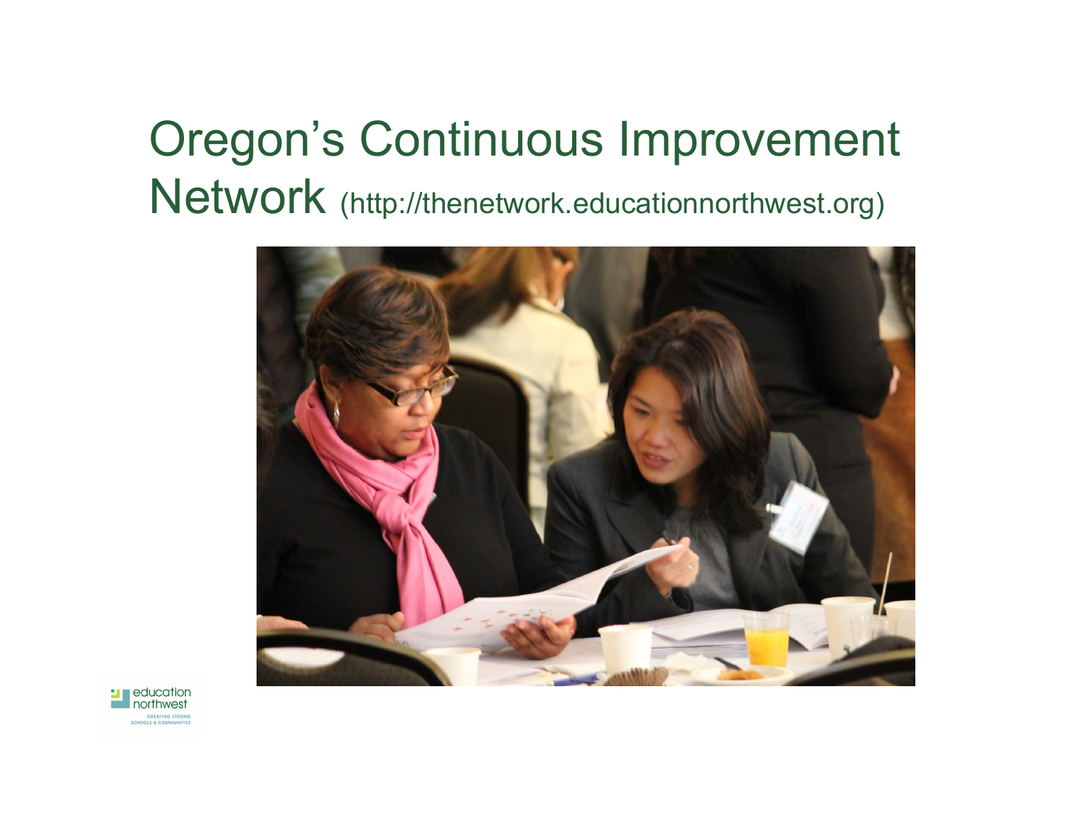# Oregon's Continuous Improvement Network (http://thenetwork.educationnorthwest.org)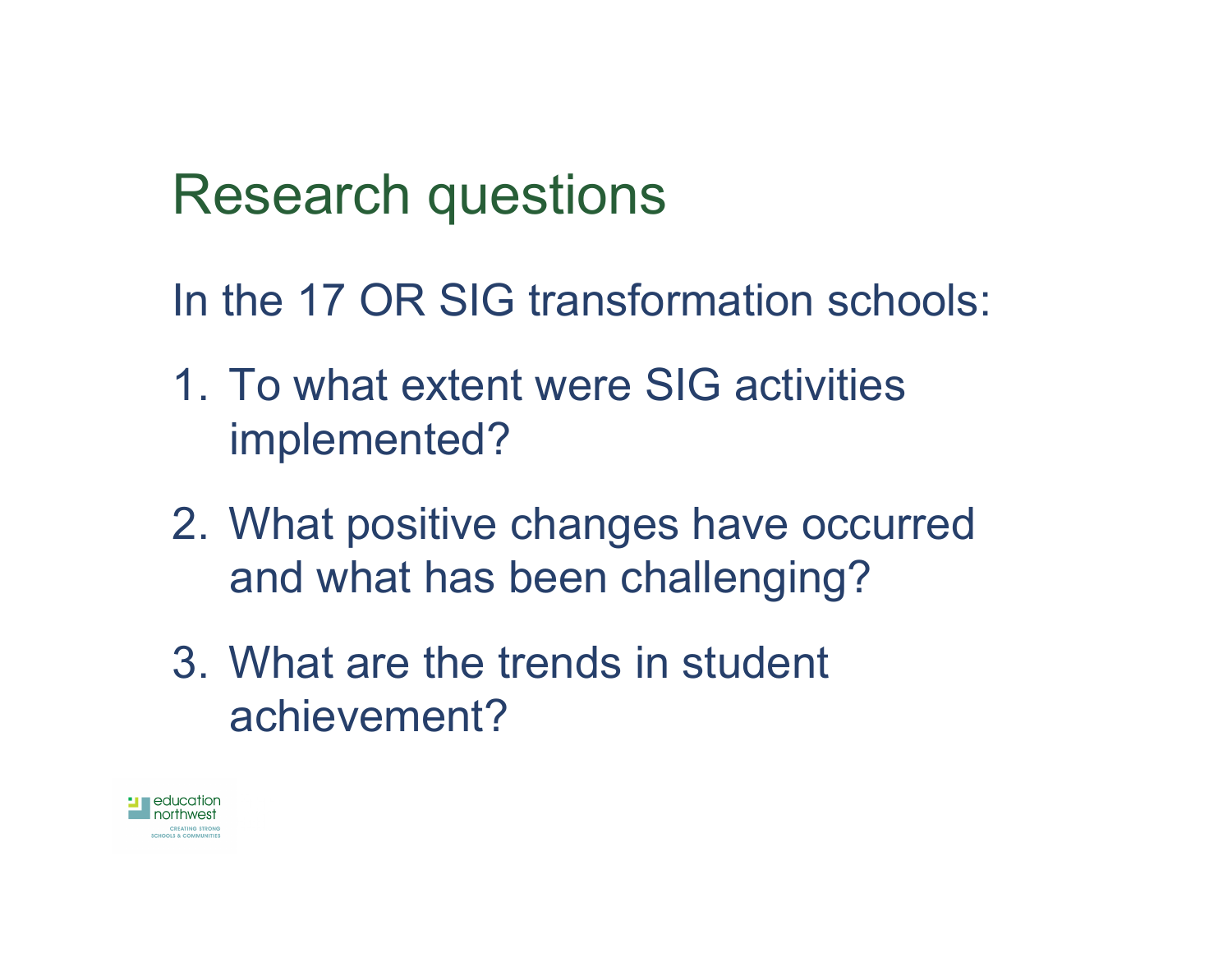# Research questions

In the 17 OR SIG transformation schools:

1. To what extent were SIG activities implemented?
2. What positive changes have occurred and what has been challenging?
3. What are the trends in student achievement?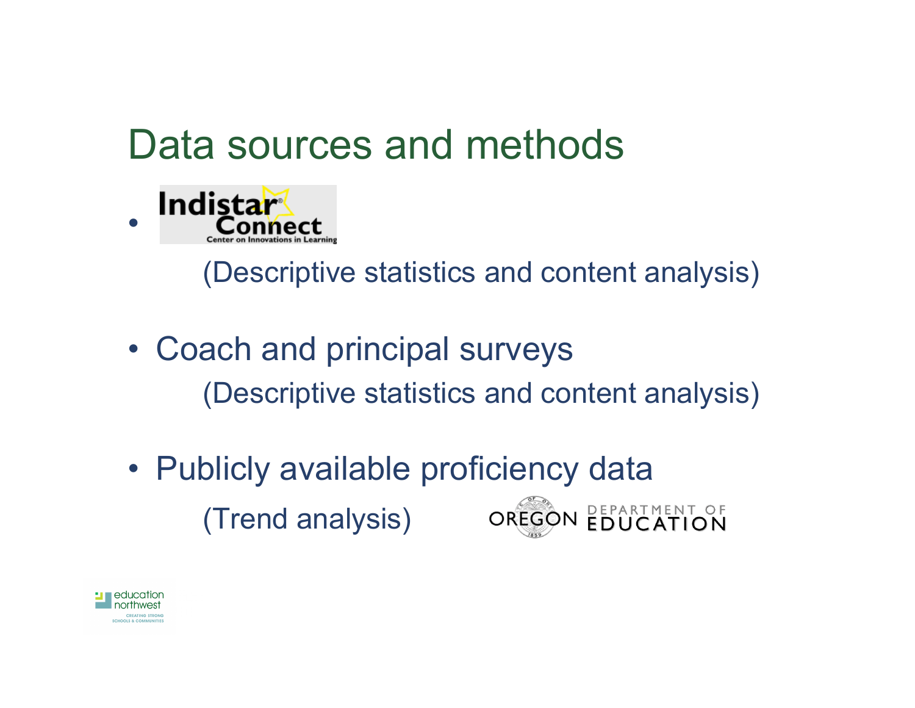# Data sources and methods

- Indistar Connect — Center on Innovations in Learning

  (Descriptive statistics and content analysis)

- Coach and principal surveys

  (Descriptive statistics and content analysis)

- Publicly available proficiency data

  (Trend analysis) — Oregon Department of Education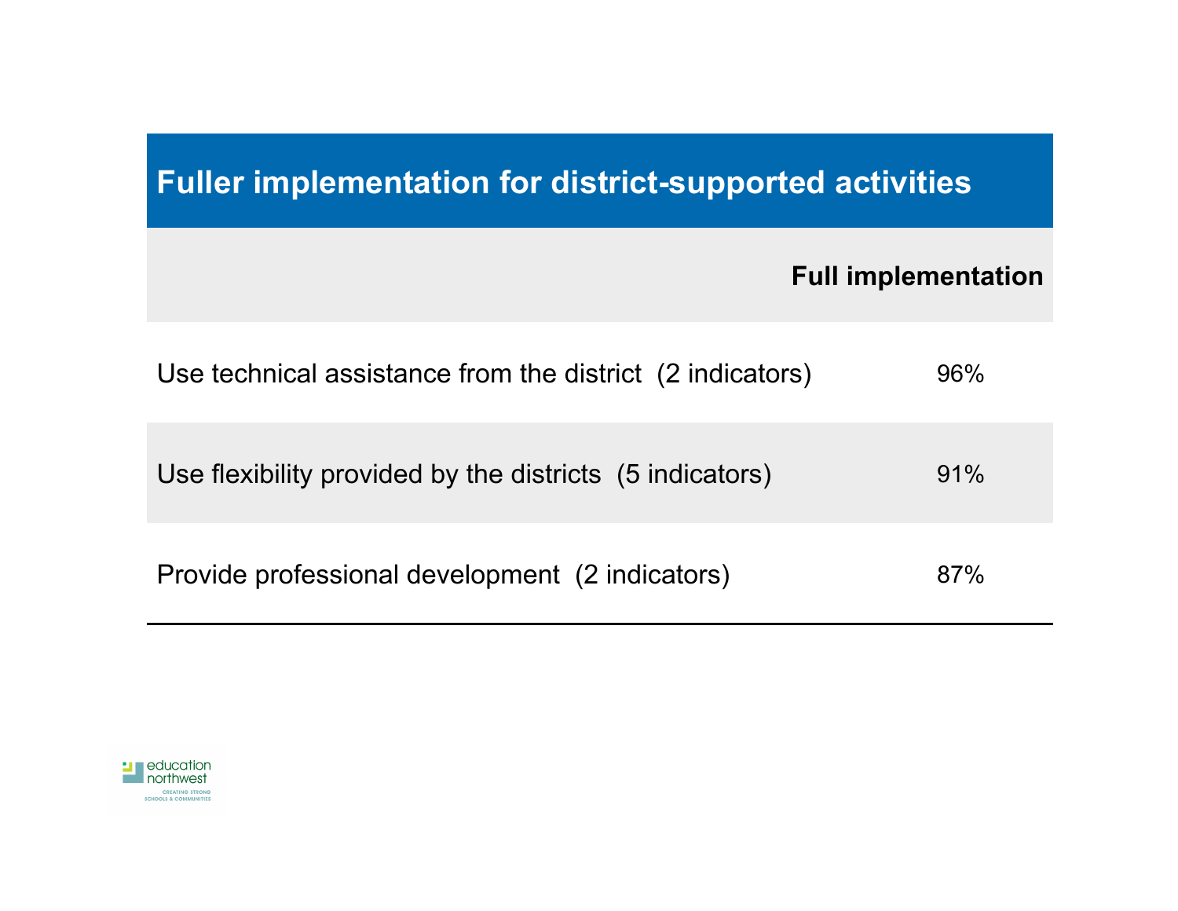## Fuller implementation for district-supported activities

| | Full implementation |
|---|---|
| Use technical assistance from the district (2 indicators) | 96% |
| Use flexibility provided by the districts (5 indicators) | 91% |
| Provide professional development (2 indicators) | 87% |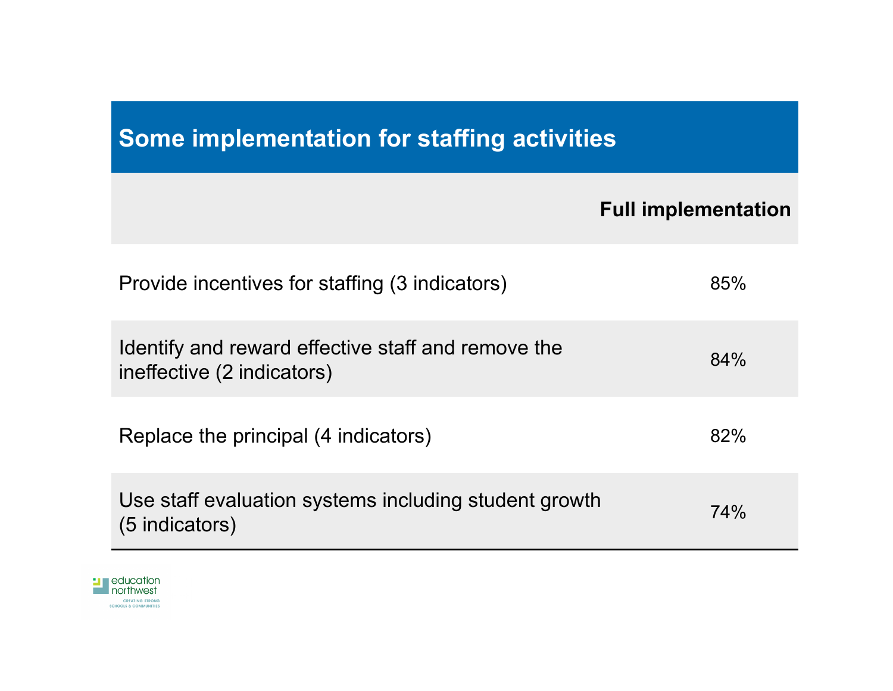## Some implementation for staffing activities

| | Full implementation |
|---|---|
| Provide incentives for staffing (3 indicators) | 85% |
| Identify and reward effective staff and remove the ineffective (2 indicators) | 84% |
| Replace the principal (4 indicators) | 82% |
| Use staff evaluation systems including student growth (5 indicators) | 74% |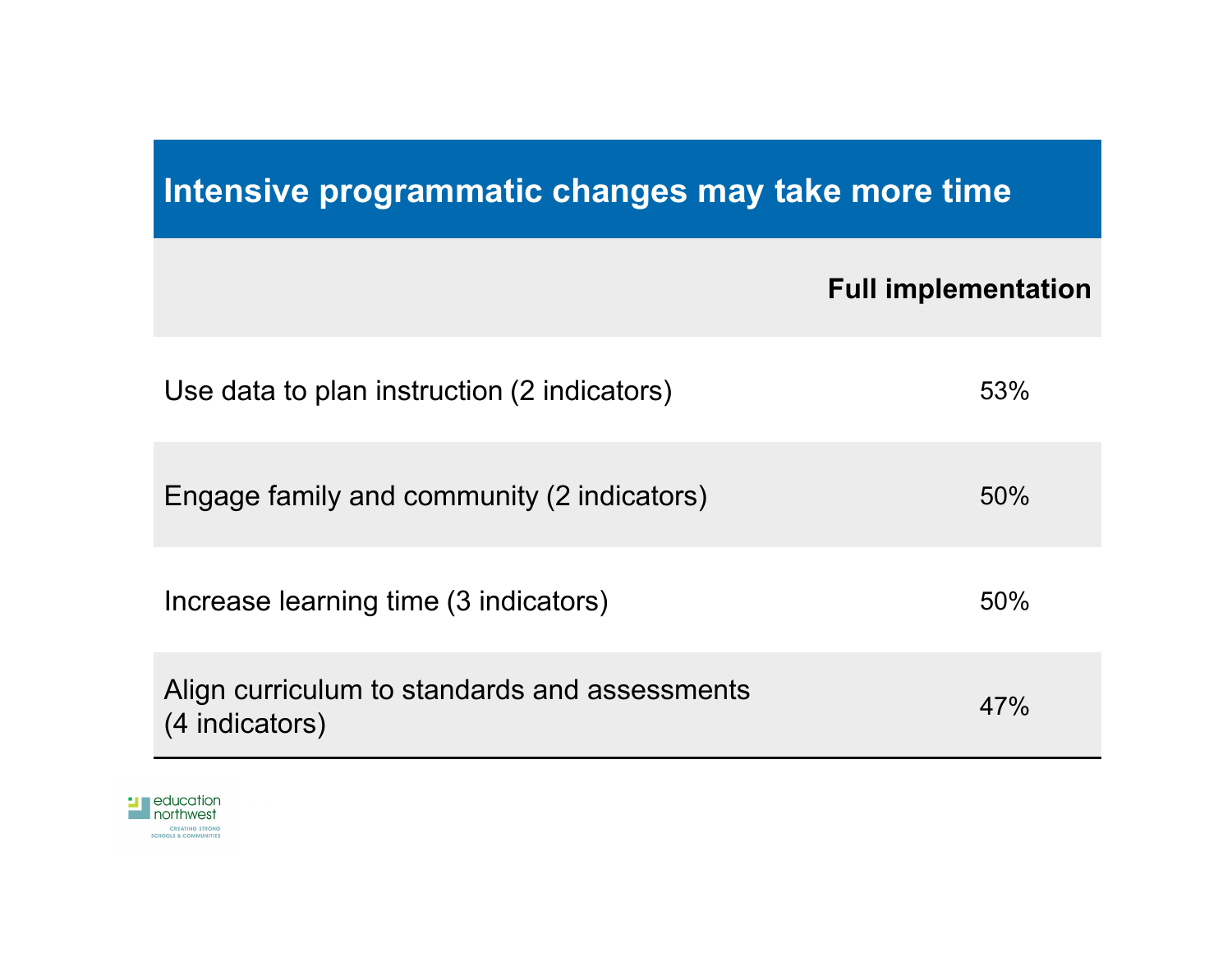## Intensive programmatic changes may take more time

| | Full implementation |
|---|---|
| Use data to plan instruction (2 indicators) | 53% |
| Engage family and community (2 indicators) | 50% |
| Increase learning time (3 indicators) | 50% |
| Align curriculum to standards and assessments (4 indicators) | 47% |

education northwest
CREATING STRONG SCHOOLS & COMMUNITIES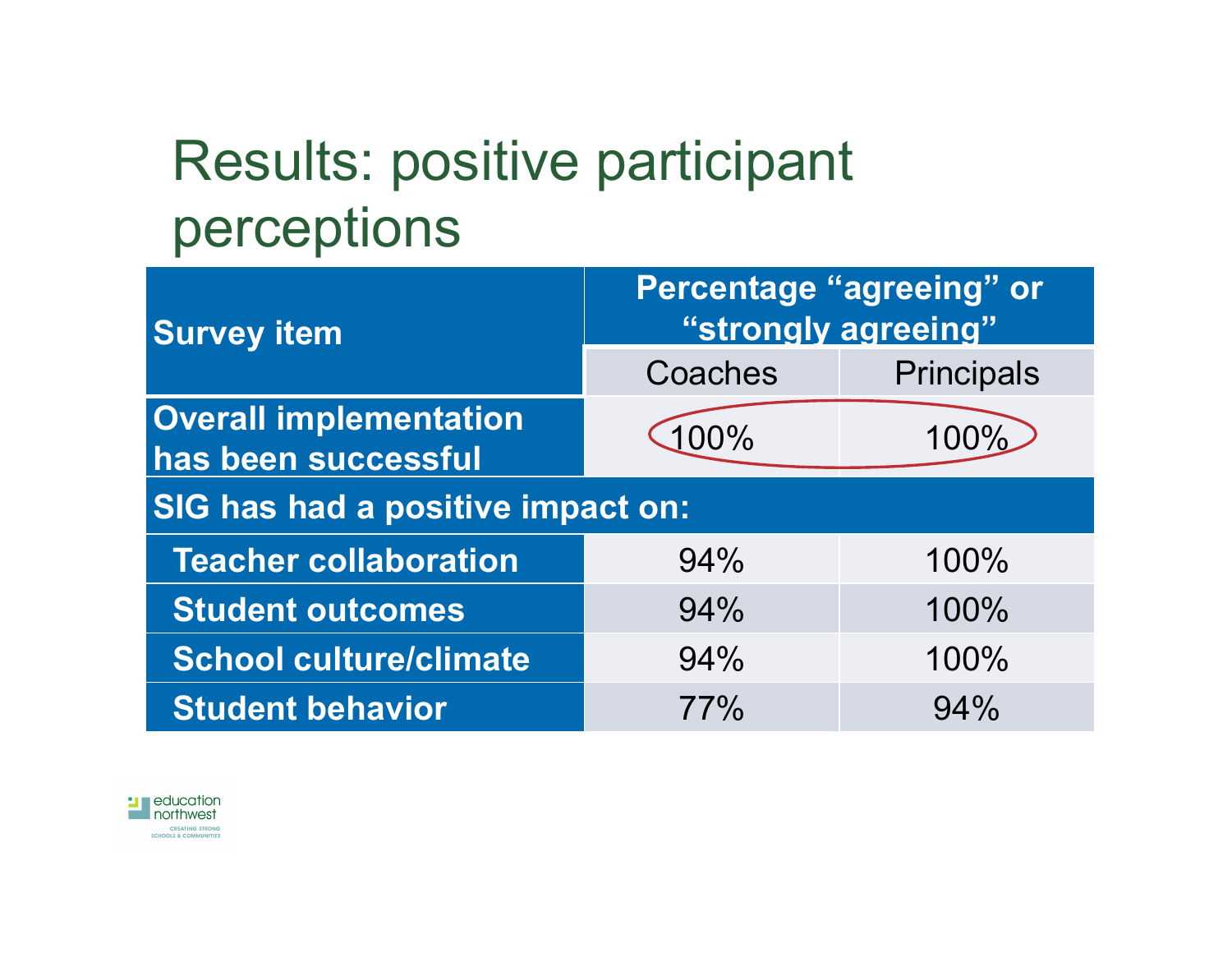# Results: positive participant perceptions

| Survey item | Percentage "agreeing" or "strongly agreeing" | |
|---|---|---|
| | Coaches | Principals |
| **Overall implementation has been successful** | 100% | 100% |
| **SIG has had a positive impact on:** | | |
| **Teacher collaboration** | 94% | 100% |
| **Student outcomes** | 94% | 100% |
| **School culture/climate** | 94% | 100% |
| **Student behavior** | 77% | 94% |

education northwest
CREATING STRONG SCHOOLS & COMMUNITIES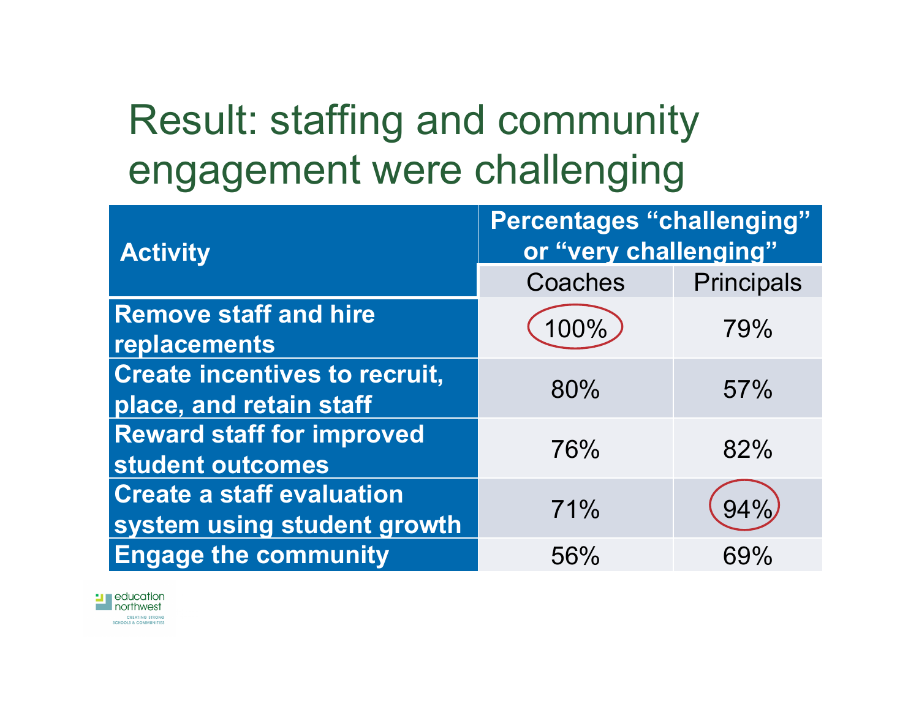# Result: staffing and community engagement were challenging

| Activity | Percentages "challenging" or "very challenging" | |
|---|---|---|
| | Coaches | Principals |
| Remove staff and hire replacements | 100% | 79% |
| Create incentives to recruit, place, and retain staff | 80% | 57% |
| Reward staff for improved student outcomes | 76% | 82% |
| Create a staff evaluation system using student growth | 71% | 94% |
| Engage the community | 56% | 69% |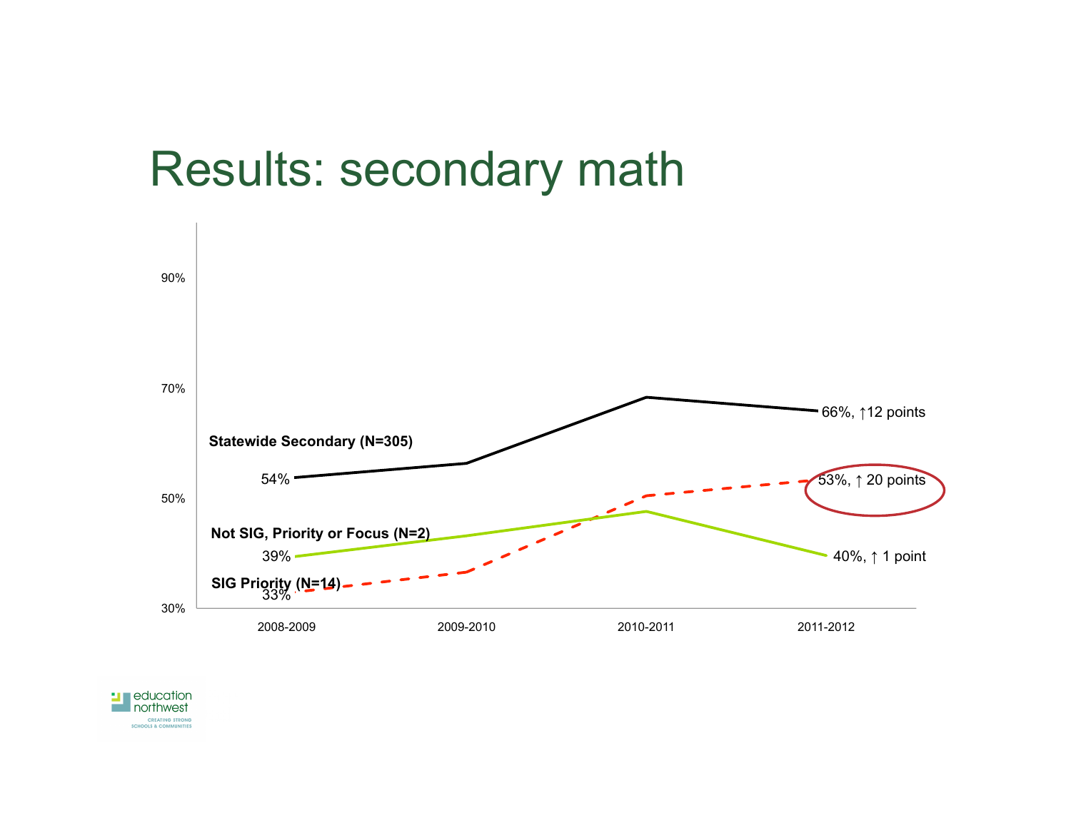# Results: secondary math

90%

70%

50%

30%

**Statewide Secondary (N=305)**

54%

66%, ↑12 points

**Not SIG, Priority or Focus (N=2)**

39%

40%, ↑ 1 point

**SIG Priority (N=14)**

33%

53%, ↑ 20 points

2008-2009 2009-2010 2010-2011 2011-2012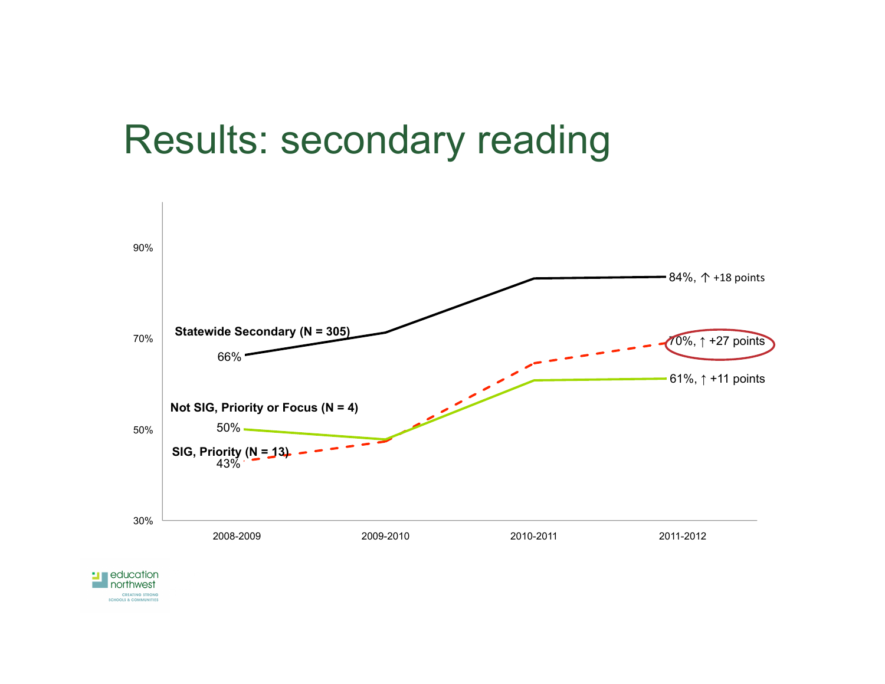# Results: secondary reading

90%

70%

50%

30%

Statewide Secondary (N = 305)

66%

84%, ↑ +18 points

70%, ↑ +27 points

61%, ↑ +11 points

Not SIG, Priority or Focus (N = 4)

50%

SIG, Priority (N = 13)

43%

2008-2009 | 2009-2010 | 2010-2011 | 2011-2012

education northwest

CREATING STRONG SCHOOLS & COMMUNITIES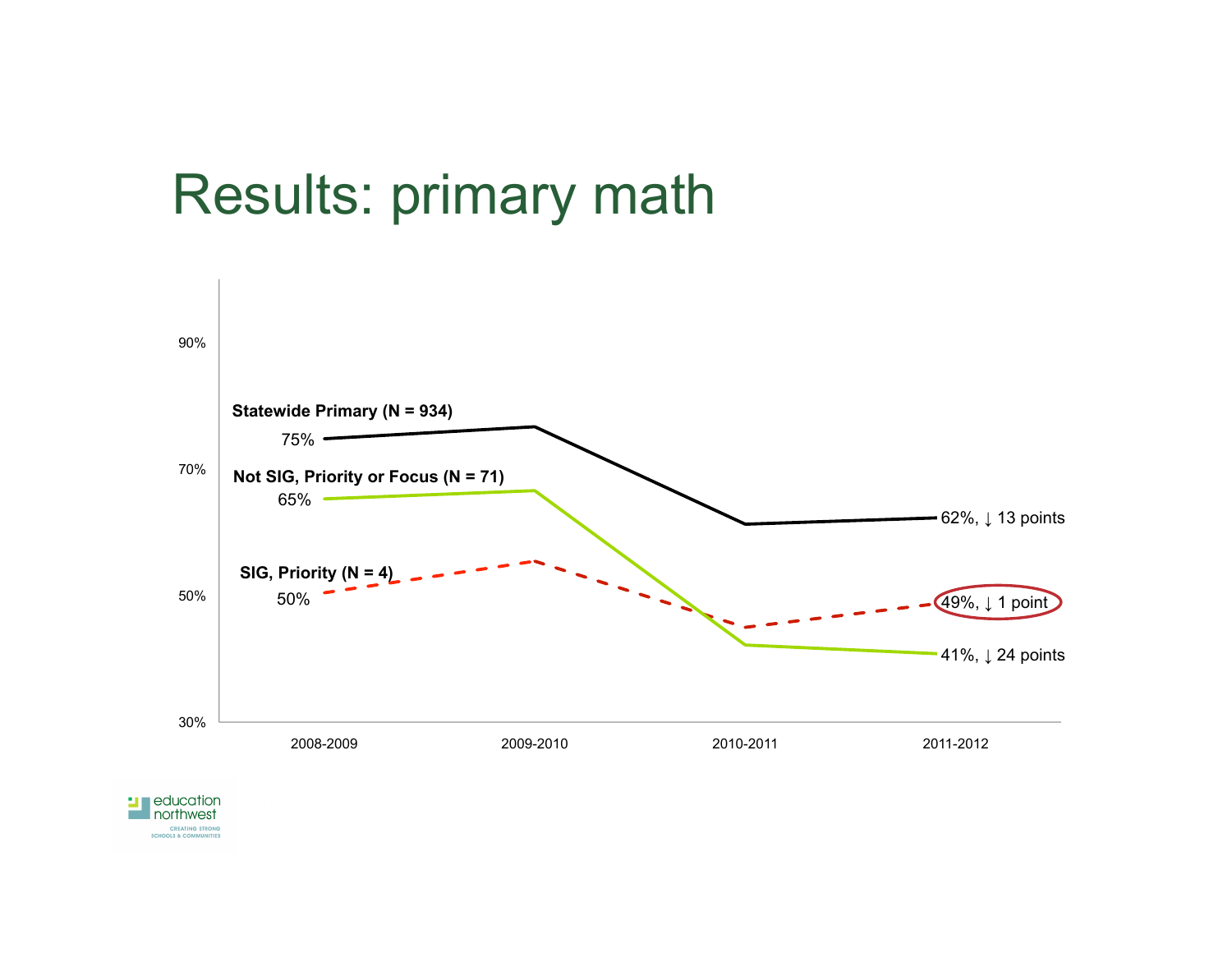# Results: primary math

90%

70%

50%

30%

**Statewide Primary (N = 934)**

75%

**Not SIG, Priority or Focus (N = 71)**

65%

**SIG, Priority (N = 4)**

50%

62%, ↓ 13 points

49%, ↓ 1 point

41%, ↓ 24 points

2008-2009 | 2009-2010 | 2010-2011 | 2011-2012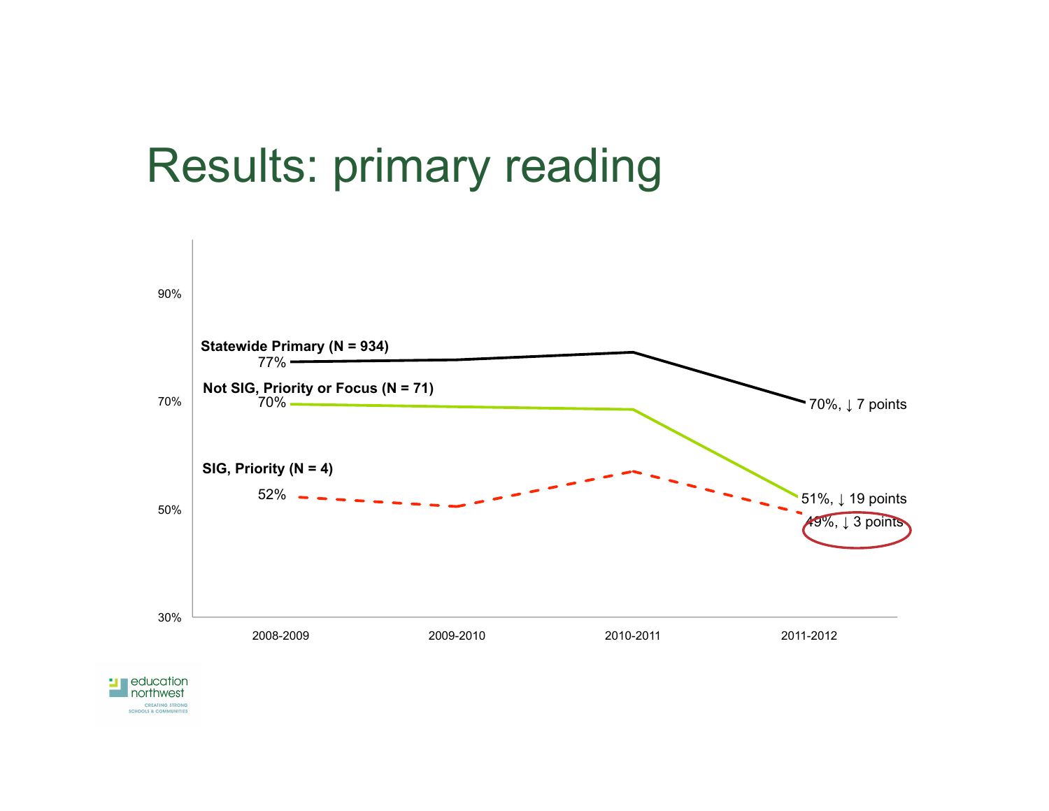# Results: primary reading

90%

Statewide Primary (N = 934)

77%

Not SIG, Priority or Focus (N = 71)

70%

70%

SIG, Priority (N = 4)

52%

50%

30%

70%, ↓ 7 points

51%, ↓ 19 points

49%, ↓ 3 points

2008-2009 2009-2010 2010-2011 2011-2012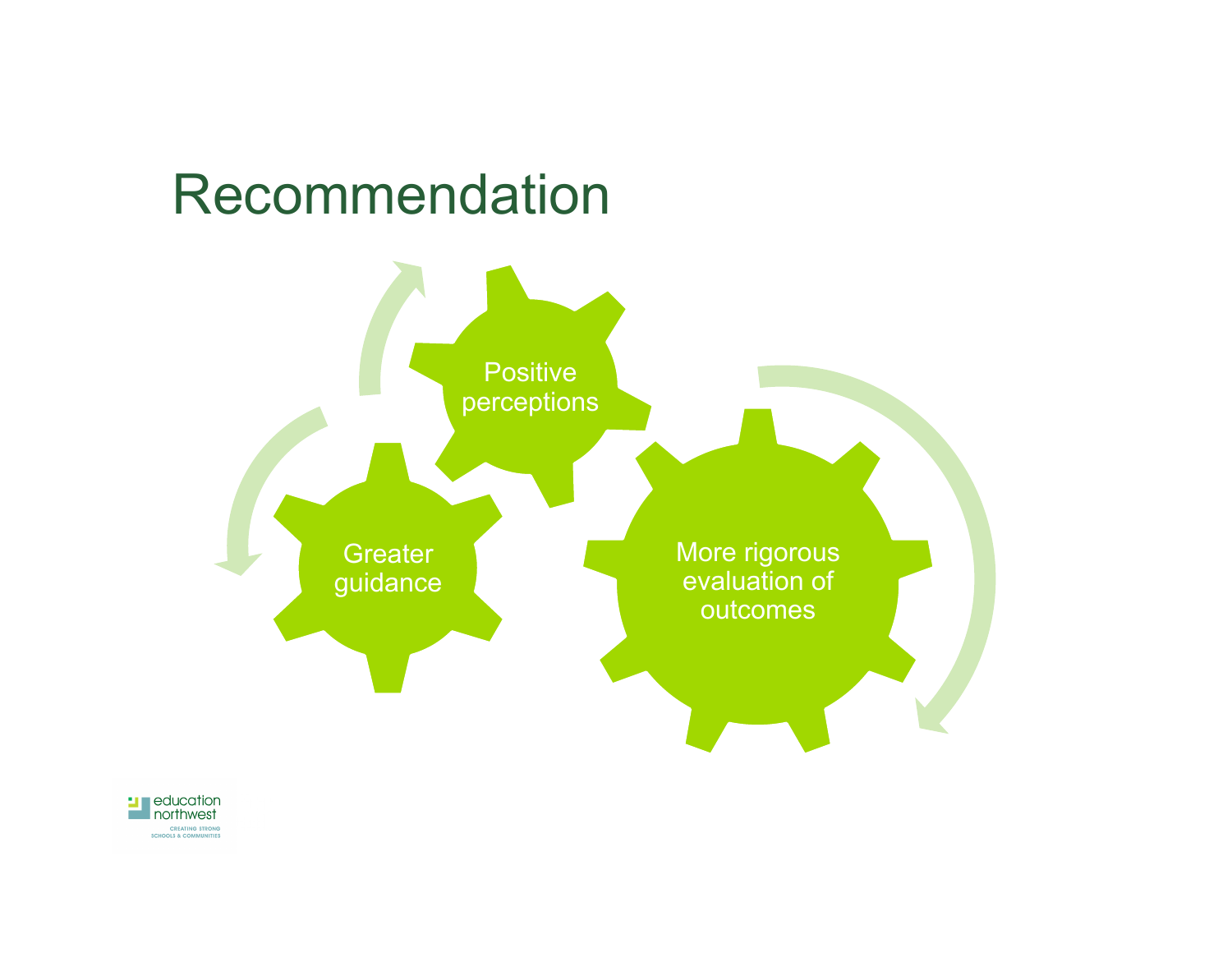# Recommendation

- Positive perceptions
- Greater guidance
- More rigorous evaluation of outcomes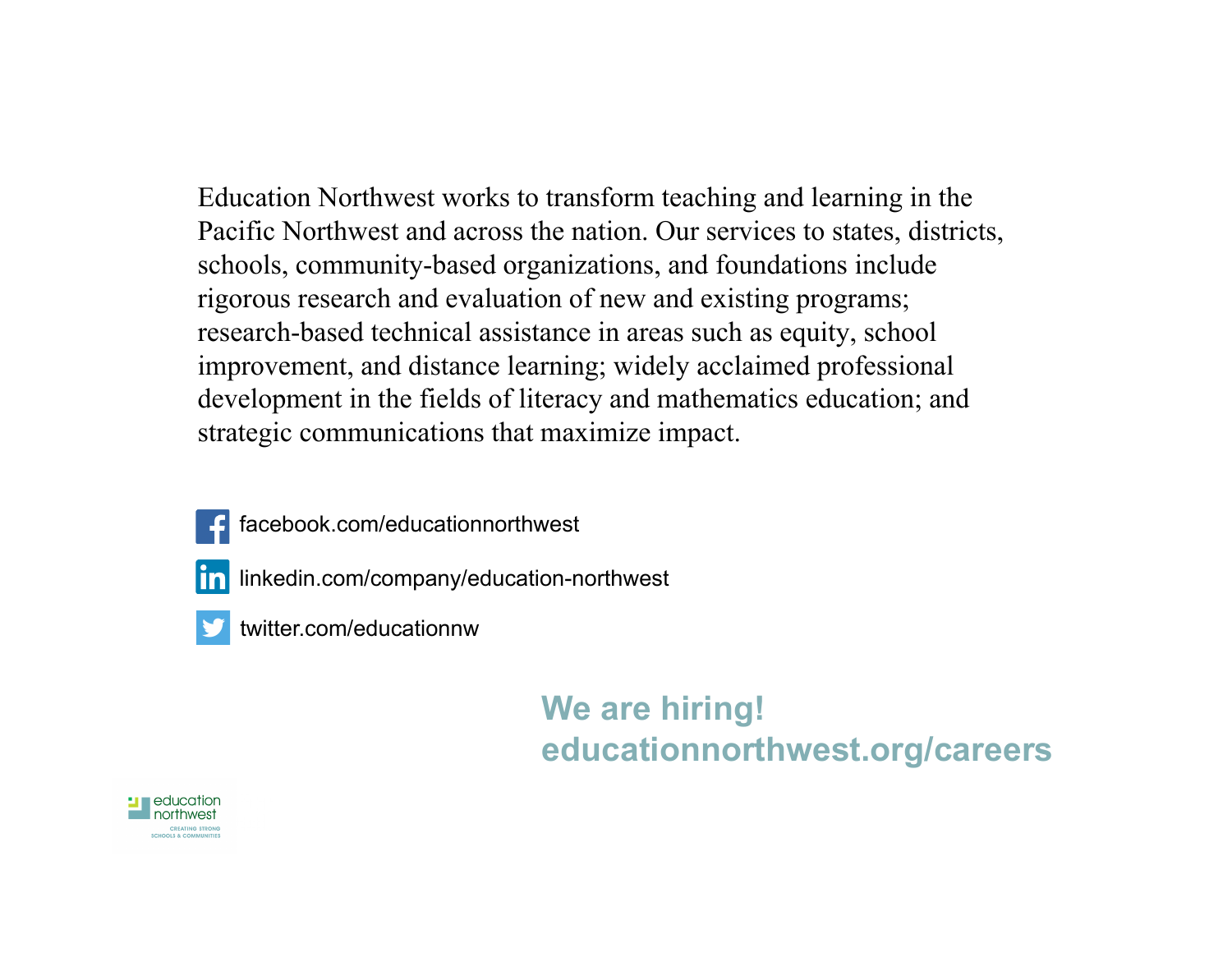Education Northwest works to transform teaching and learning in the Pacific Northwest and across the nation. Our services to states, districts, schools, community-based organizations, and foundations include rigorous research and evaluation of new and existing programs; research-based technical assistance in areas such as equity, school improvement, and distance learning; widely acclaimed professional development in the fields of literacy and mathematics education; and strategic communications that maximize impact.

facebook.com/educationnorthwest

linkedin.com/company/education-northwest

twitter.com/educationnw

**We are hiring!**
**educationnorthwest.org/careers**

education northwest

CREATING STRONG SCHOOLS & COMMUNITIES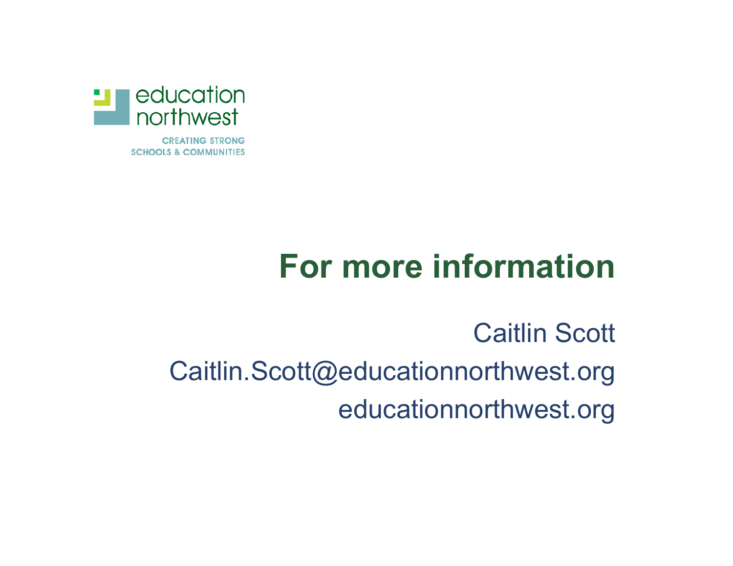education northwest

CREATING STRONG SCHOOLS & COMMUNITIES

# For more information

Caitlin Scott

Caitlin.Scott@educationnorthwest.org

educationnorthwest.org